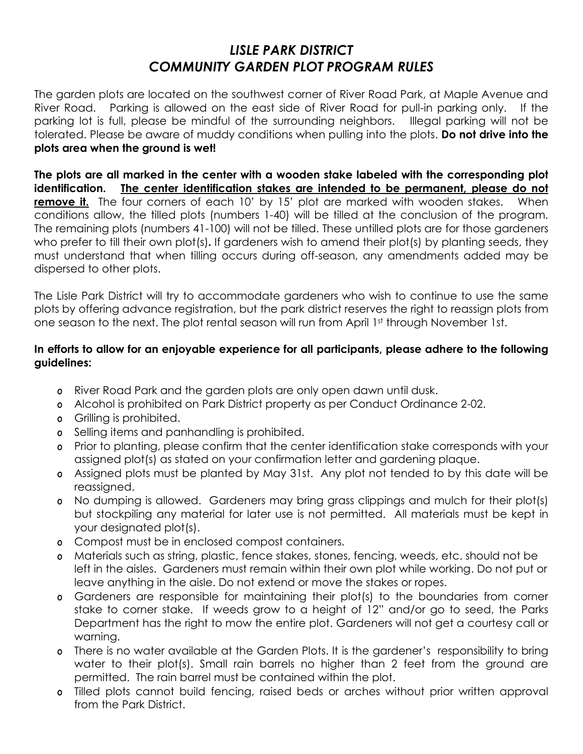# *LISLE PARK DISTRICT*
# *COMMUNITY GARDEN PLOT PROGRAM RULES*

The garden plots are located on the southwest corner of River Road Park, at Maple Avenue and River Road. Parking is allowed on the east side of River Road for pull-in parking only. If the parking lot is full, please be mindful of the surrounding neighbors. Illegal parking will not be tolerated. Please be aware of muddy conditions when pulling into the plots. **Do not drive into the plots area when the ground is wet!**

**The plots are all marked in the center with a wooden stake labeled with the corresponding plot identification. <u>The center identification stakes are intended to be permanent, please do not remove it.</u>** The four corners of each 10' by 15' plot are marked with wooden stakes. When conditions allow, the tilled plots (numbers 1-40) will be tilled at the conclusion of the program. The remaining plots (numbers 41-100) will not be tilled. These untilled plots are for those gardeners who prefer to till their own plot(s)**.** If gardeners wish to amend their plot(s) by planting seeds, they must understand that when tilling occurs during off-season, any amendments added may be dispersed to other plots.

The Lisle Park District will try to accommodate gardeners who wish to continue to use the same plots by offering advance registration, but the park district reserves the right to reassign plots from one season to the next. The plot rental season will run from April 1st through November 1st.

**In efforts to allow for an enjoyable experience for all participants, please adhere to the following guidelines:**

- River Road Park and the garden plots are only open dawn until dusk.
- Alcohol is prohibited on Park District property as per Conduct Ordinance 2-02.
- Grilling is prohibited.
- Selling items and panhandling is prohibited.
- Prior to planting, please confirm that the center identification stake corresponds with your assigned plot(s) as stated on your confirmation letter and gardening plaque.
- Assigned plots must be planted by May 31st. Any plot not tended to by this date will be reassigned.
- No dumping is allowed. Gardeners may bring grass clippings and mulch for their plot(s) but stockpiling any material for later use is not permitted. All materials must be kept in your designated plot(s).
- Compost must be in enclosed compost containers.
- Materials such as string, plastic, fence stakes, stones, fencing, weeds, etc. should not be left in the aisles. Gardeners must remain within their own plot while working. Do not put or leave anything in the aisle. Do not extend or move the stakes or ropes.
- Gardeners are responsible for maintaining their plot(s) to the boundaries from corner stake to corner stake. If weeds grow to a height of 12" and/or go to seed, the Parks Department has the right to mow the entire plot. Gardeners will not get a courtesy call or warning.
- There is no water available at the Garden Plots. It is the gardener's responsibility to bring water to their plot(s). Small rain barrels no higher than 2 feet from the ground are permitted. The rain barrel must be contained within the plot.
- Tilled plots cannot build fencing, raised beds or arches without prior written approval from the Park District.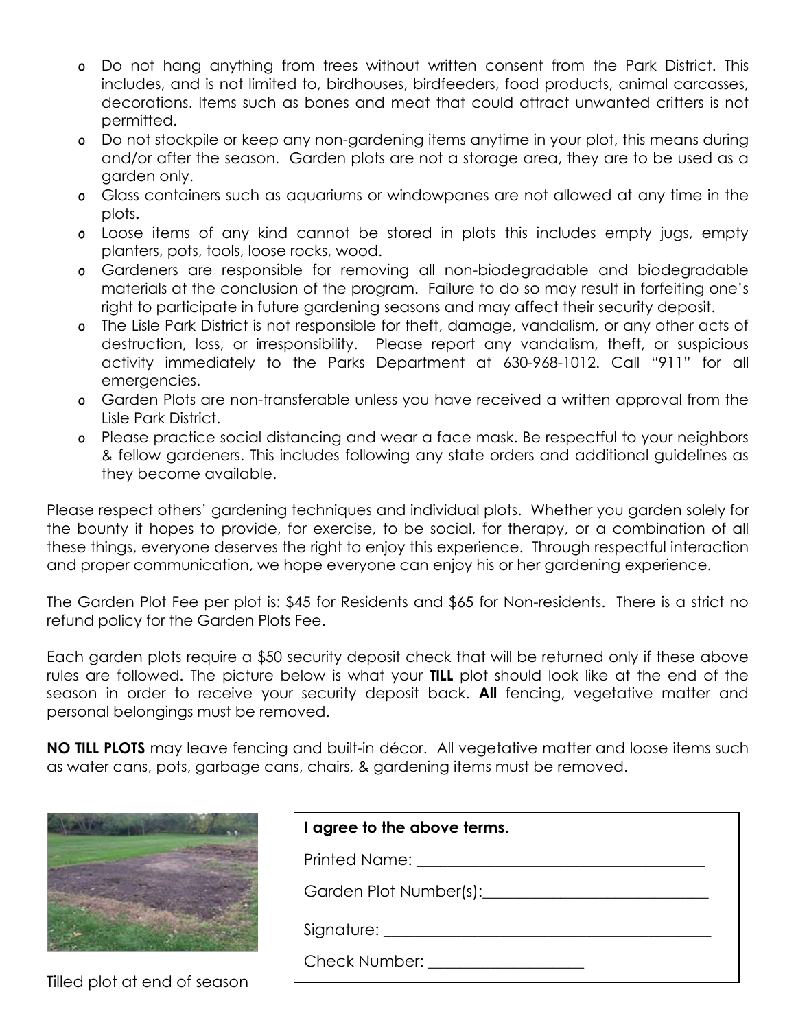- Do not hang anything from trees without written consent from the Park District. This includes, and is not limited to, birdhouses, birdfeeders, food products, animal carcasses, decorations. Items such as bones and meat that could attract unwanted critters is not permitted.
- Do not stockpile or keep any non-gardening items anytime in your plot, this means during and/or after the season. Garden plots are not a storage area, they are to be used as a garden only.
- Glass containers such as aquariums or windowpanes are not allowed at any time in the plots**.**
- Loose items of any kind cannot be stored in plots this includes empty jugs, empty planters, pots, tools, loose rocks, wood.
- Gardeners are responsible for removing all non-biodegradable and biodegradable materials at the conclusion of the program. Failure to do so may result in forfeiting one's right to participate in future gardening seasons and may affect their security deposit.
- The Lisle Park District is not responsible for theft, damage, vandalism, or any other acts of destruction, loss, or irresponsibility. Please report any vandalism, theft, or suspicious activity immediately to the Parks Department at 630-968-1012. Call "911" for all emergencies.
- Garden Plots are non-transferable unless you have received a written approval from the Lisle Park District.
- Please practice social distancing and wear a face mask. Be respectful to your neighbors & fellow gardeners. This includes following any state orders and additional guidelines as they become available.

Please respect others' gardening techniques and individual plots. Whether you garden solely for the bounty it hopes to provide, for exercise, to be social, for therapy, or a combination of all these things, everyone deserves the right to enjoy this experience. Through respectful interaction and proper communication, we hope everyone can enjoy his or her gardening experience.

The Garden Plot Fee per plot is: $45 for Residents and $65 for Non-residents. There is a strict no refund policy for the Garden Plots Fee.

Each garden plots require a $50 security deposit check that will be returned only if these above rules are followed. The picture below is what your **TILL** plot should look like at the end of the season in order to receive your security deposit back. **All** fencing, vegetative matter and personal belongings must be removed.

**NO TILL PLOTS** may leave fencing and built-in décor. All vegetative matter and loose items such as water cans, pots, garbage cans, chairs, & gardening items must be removed.

Tilled plot at end of season

**I agree to the above terms.**

Printed Name: ____________________________________

Garden Plot Number(s):____________________________

Signature: ________________________________________

Check Number: ___________________